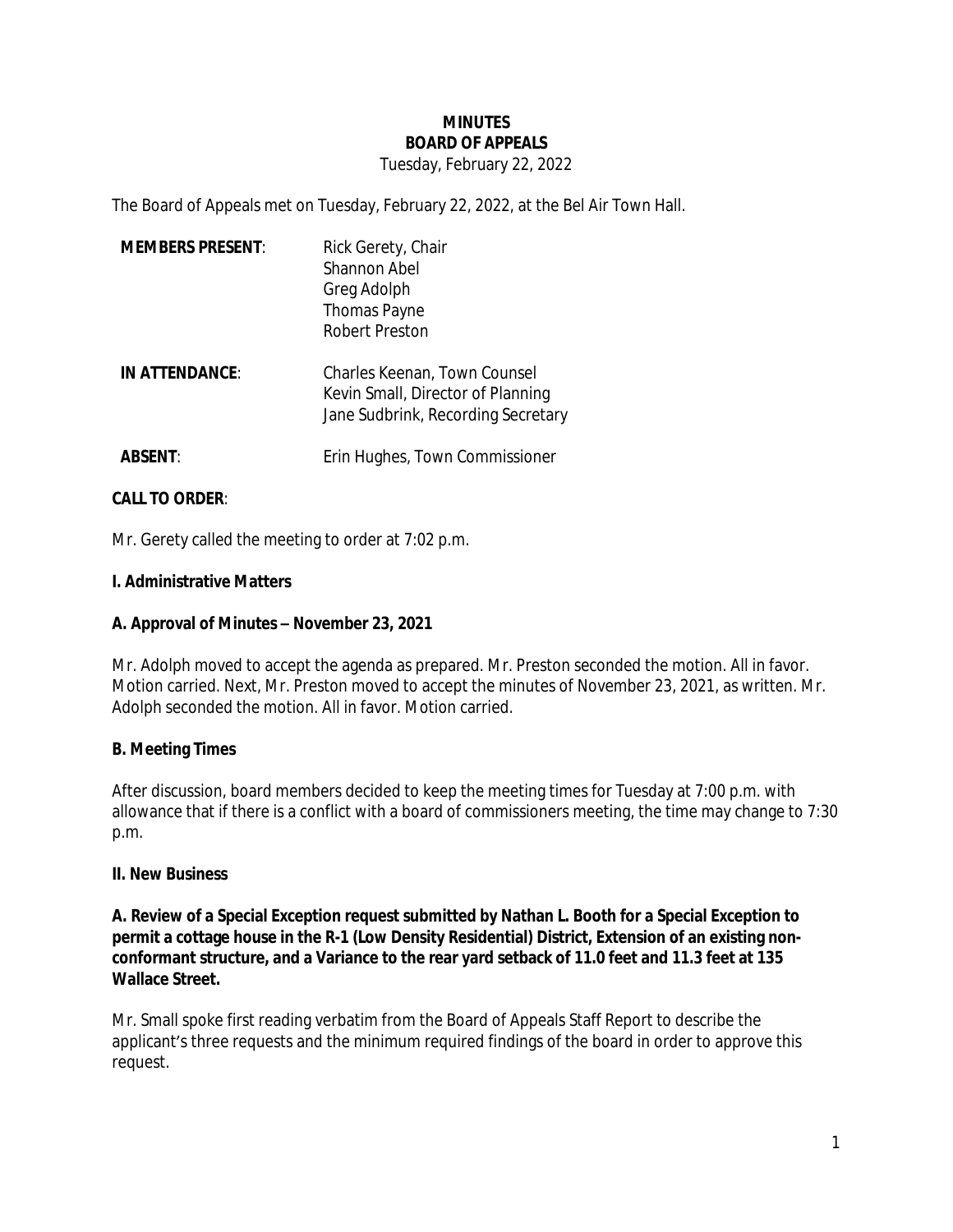# MINUTES
## BOARD OF APPEALS

Tuesday, February 22, 2022

The Board of Appeals met on Tuesday, February 22, 2022, at the Bel Air Town Hall.

**MEMBERS PRESENT**: Rick Gerety, Chair
Shannon Abel
Greg Adolph
Thomas Payne
Robert Preston

**IN ATTENDANCE**: Charles Keenan, Town Counsel
Kevin Small, Director of Planning
Jane Sudbrink, Recording Secretary

**ABSENT**: Erin Hughes, Town Commissioner

**CALL TO ORDER**:

Mr. Gerety called the meeting to order at 7:02 p.m.

**I. Administrative Matters**

**A. Approval of Minutes – November 23, 2021**

Mr. Adolph moved to accept the agenda as prepared. Mr. Preston seconded the motion. All in favor. Motion carried. Next, Mr. Preston moved to accept the minutes of November 23, 2021, as written. Mr. Adolph seconded the motion. All in favor. Motion carried.

**B. Meeting Times**

After discussion, board members decided to keep the meeting times for Tuesday at 7:00 p.m. with allowance that if there is a conflict with a board of commissioners meeting, the time may change to 7:30 p.m.

**II. New Business**

**A. Review of a Special Exception request submitted by Nathan L. Booth for a Special Exception to permit a cottage house in the R-1 (Low Density Residential) District, Extension of an existing non-conformant structure, and a Variance to the rear yard setback of 11.0 feet and 11.3 feet at 135 Wallace Street.**

Mr. Small spoke first reading verbatim from the Board of Appeals Staff Report to describe the applicant's three requests and the minimum required findings of the board in order to approve this request.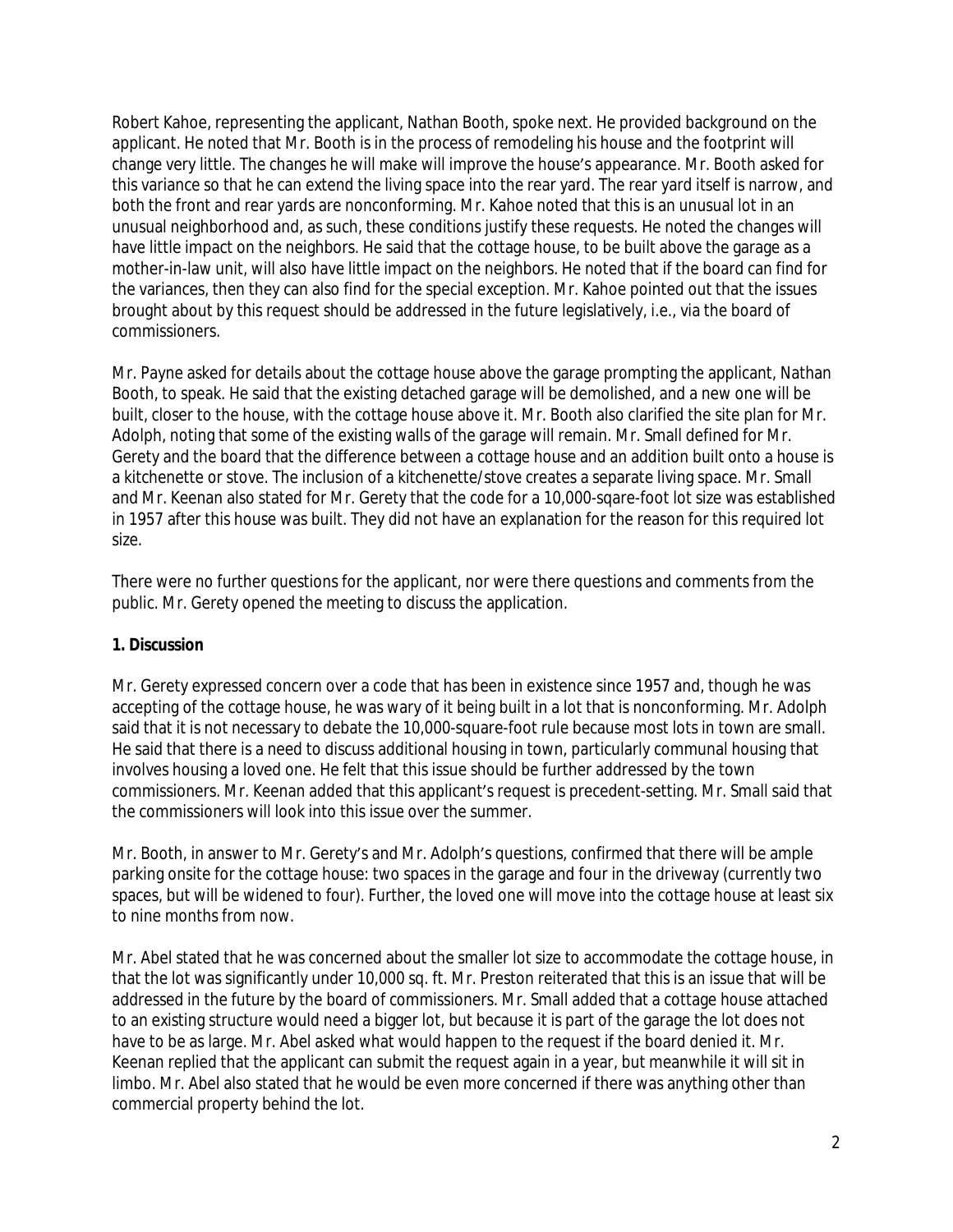Robert Kahoe, representing the applicant, Nathan Booth, spoke next. He provided background on the applicant. He noted that Mr. Booth is in the process of remodeling his house and the footprint will change very little. The changes he will make will improve the house's appearance. Mr. Booth asked for this variance so that he can extend the living space into the rear yard. The rear yard itself is narrow, and both the front and rear yards are nonconforming. Mr. Kahoe noted that this is an unusual lot in an unusual neighborhood and, as such, these conditions justify these requests. He noted the changes will have little impact on the neighbors. He said that the cottage house, to be built above the garage as a mother-in-law unit, will also have little impact on the neighbors. He noted that if the board can find for the variances, then they can also find for the special exception. Mr. Kahoe pointed out that the issues brought about by this request should be addressed in the future legislatively, i.e., via the board of commissioners.

Mr. Payne asked for details about the cottage house above the garage prompting the applicant, Nathan Booth, to speak. He said that the existing detached garage will be demolished, and a new one will be built, closer to the house, with the cottage house above it. Mr. Booth also clarified the site plan for Mr. Adolph, noting that some of the existing walls of the garage will remain. Mr. Small defined for Mr. Gerety and the board that the difference between a cottage house and an addition built onto a house is a kitchenette or stove. The inclusion of a kitchenette/stove creates a separate living space. Mr. Small and Mr. Keenan also stated for Mr. Gerety that the code for a 10,000-sqare-foot lot size was established in 1957 after this house was built. They did not have an explanation for the reason for this required lot size.

There were no further questions for the applicant, nor were there questions and comments from the public. Mr. Gerety opened the meeting to discuss the application.

**1. Discussion**

Mr. Gerety expressed concern over a code that has been in existence since 1957 and, though he was accepting of the cottage house, he was wary of it being built in a lot that is nonconforming. Mr. Adolph said that it is not necessary to debate the 10,000-square-foot rule because most lots in town are small. He said that there is a need to discuss additional housing in town, particularly communal housing that involves housing a loved one. He felt that this issue should be further addressed by the town commissioners. Mr. Keenan added that this applicant's request is precedent-setting. Mr. Small said that the commissioners will look into this issue over the summer.

Mr. Booth, in answer to Mr. Gerety's and Mr. Adolph's questions, confirmed that there will be ample parking onsite for the cottage house: two spaces in the garage and four in the driveway (currently two spaces, but will be widened to four). Further, the loved one will move into the cottage house at least six to nine months from now.

Mr. Abel stated that he was concerned about the smaller lot size to accommodate the cottage house, in that the lot was significantly under 10,000 sq. ft. Mr. Preston reiterated that this is an issue that will be addressed in the future by the board of commissioners. Mr. Small added that a cottage house attached to an existing structure would need a bigger lot, but because it is part of the garage the lot does not have to be as large. Mr. Abel asked what would happen to the request if the board denied it. Mr. Keenan replied that the applicant can submit the request again in a year, but meanwhile it will sit in limbo. Mr. Abel also stated that he would be even more concerned if there was anything other than commercial property behind the lot.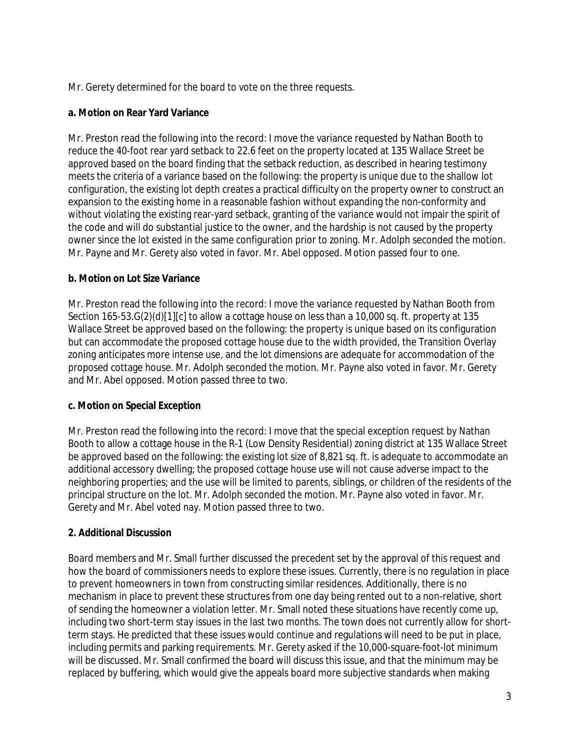Mr. Gerety determined for the board to vote on the three requests.

**a. Motion on Rear Yard Variance**

Mr. Preston read the following into the record: I move the variance requested by Nathan Booth to reduce the 40-foot rear yard setback to 22.6 feet on the property located at 135 Wallace Street be approved based on the board finding that the setback reduction, as described in hearing testimony meets the criteria of a variance based on the following: the property is unique due to the shallow lot configuration, the existing lot depth creates a practical difficulty on the property owner to construct an expansion to the existing home in a reasonable fashion without expanding the non-conformity and without violating the existing rear-yard setback, granting of the variance would not impair the spirit of the code and will do substantial justice to the owner, and the hardship is not caused by the property owner since the lot existed in the same configuration prior to zoning. Mr. Adolph seconded the motion. Mr. Payne and Mr. Gerety also voted in favor. Mr. Abel opposed. Motion passed four to one.

**b. Motion on Lot Size Variance**

Mr. Preston read the following into the record: I move the variance requested by Nathan Booth from Section 165-53.G(2)(d)[1][c] to allow a cottage house on less than a 10,000 sq. ft. property at 135 Wallace Street be approved based on the following: the property is unique based on its configuration but can accommodate the proposed cottage house due to the width provided, the Transition Overlay zoning anticipates more intense use, and the lot dimensions are adequate for accommodation of the proposed cottage house. Mr. Adolph seconded the motion. Mr. Payne also voted in favor. Mr. Gerety and Mr. Abel opposed. Motion passed three to two.

**c. Motion on Special Exception**

Mr. Preston read the following into the record: I move that the special exception request by Nathan Booth to allow a cottage house in the R-1 (Low Density Residential) zoning district at 135 Wallace Street be approved based on the following: the existing lot size of 8,821 sq. ft. is adequate to accommodate an additional accessory dwelling; the proposed cottage house use will not cause adverse impact to the neighboring properties; and the use will be limited to parents, siblings, or children of the residents of the principal structure on the lot. Mr. Adolph seconded the motion. Mr. Payne also voted in favor. Mr. Gerety and Mr. Abel voted nay. Motion passed three to two.

**2. Additional Discussion**

Board members and Mr. Small further discussed the precedent set by the approval of this request and how the board of commissioners needs to explore these issues. Currently, there is no regulation in place to prevent homeowners in town from constructing similar residences. Additionally, there is no mechanism in place to prevent these structures from one day being rented out to a non-relative, short of sending the homeowner a violation letter. Mr. Small noted these situations have recently come up, including two short-term stay issues in the last two months. The town does not currently allow for short-term stays. He predicted that these issues would continue and regulations will need to be put in place, including permits and parking requirements. Mr. Gerety asked if the 10,000-square-foot-lot minimum will be discussed. Mr. Small confirmed the board will discuss this issue, and that the minimum may be replaced by buffering, which would give the appeals board more subjective standards when making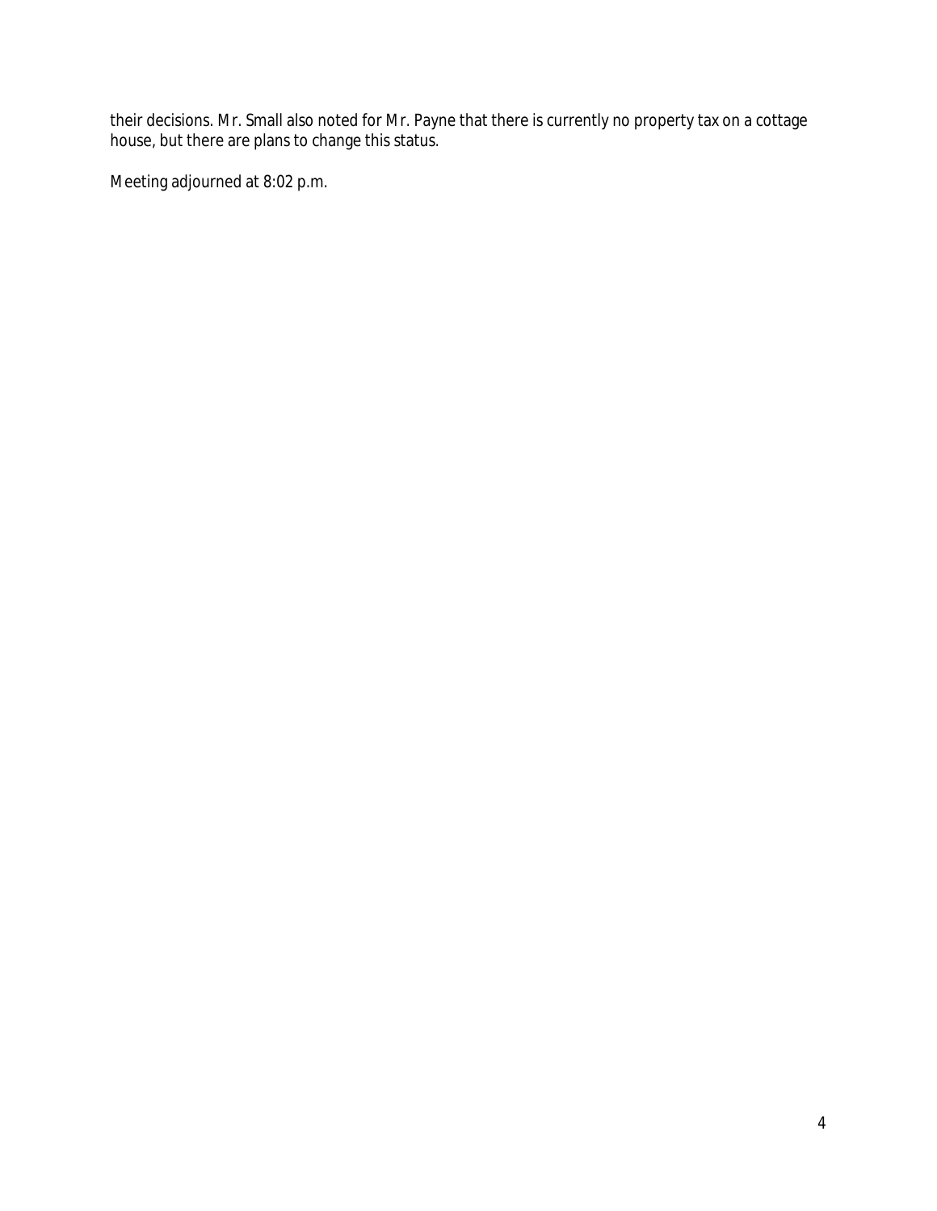their decisions. Mr. Small also noted for Mr. Payne that there is currently no property tax on a cottage house, but there are plans to change this status.

Meeting adjourned at 8:02 p.m.